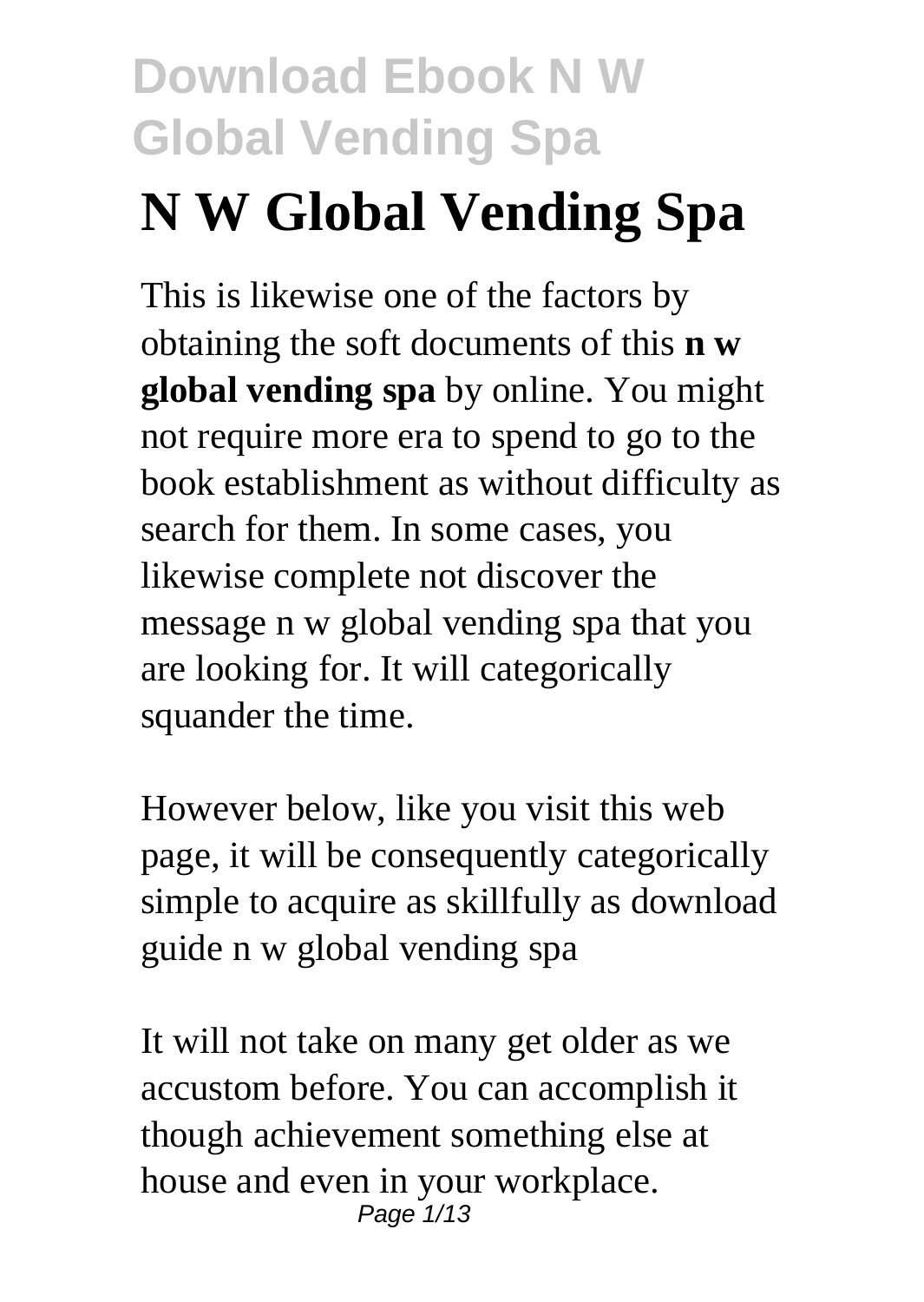# N W Global Vending Spa

This is likewise one of the factors by obtaining the soft documents of this **n w global vending spa** by online. You might not require more era to spend to go to the book establishment as without difficulty as search for them. In some cases, you likewise complete not discover the message n w global vending spa that you are looking for. It will categorically squander the time.

However below, like you visit this web page, it will be consequently categorically simple to acquire as skillfully as download guide n w global vending spa

It will not take on many get older as we accustom before. You can accomplish it though achievement something else at house and even in your workplace.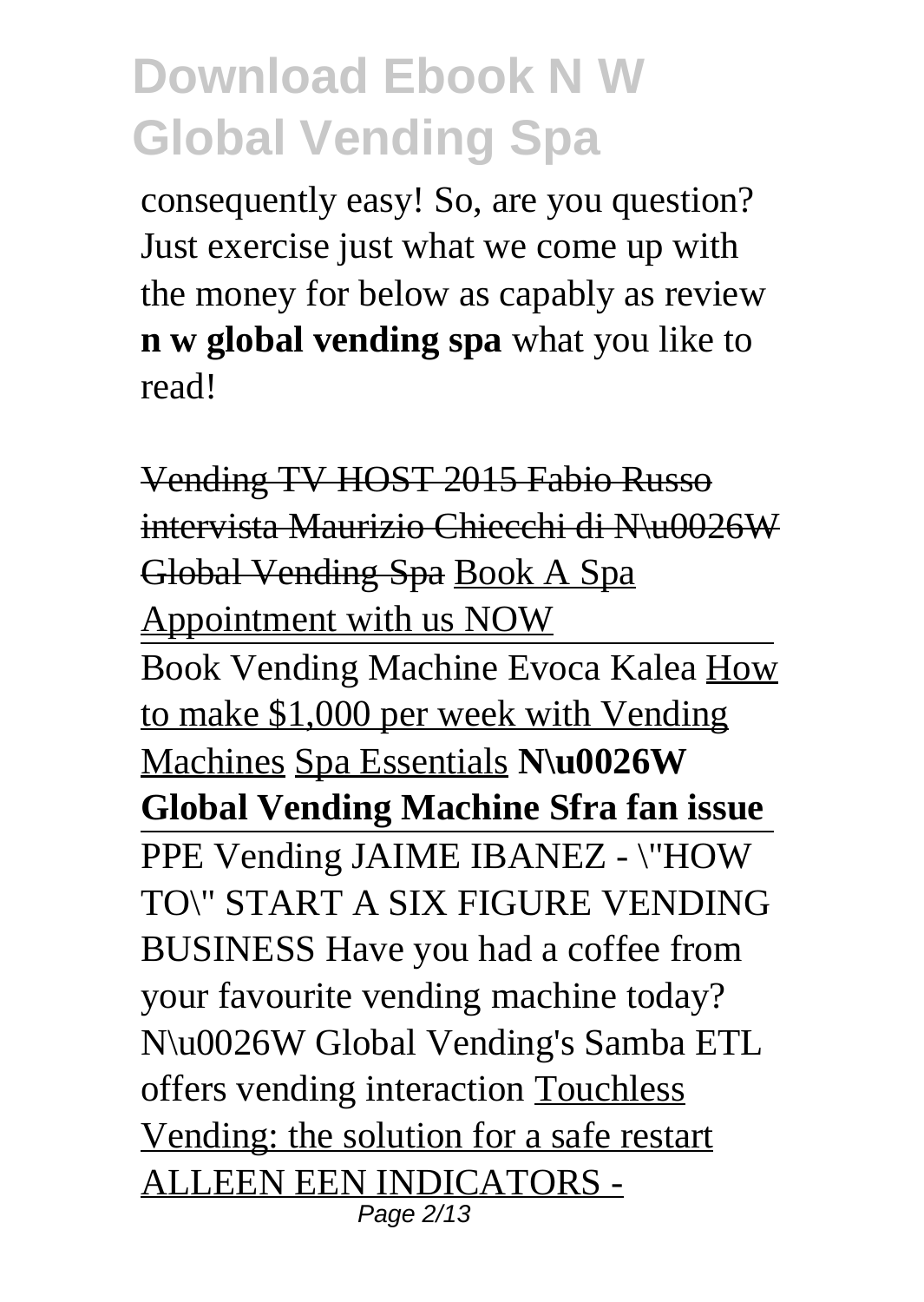consequently easy! So, are you question? Just exercise just what we come up with the money for below as capably as review **n w global vending spa** what you like to read!

~~Vending TV HOST 2015 Fabio Russo intervista Maurizio Chiecchi di N\u0026W Global Vending Spa~~ Book A Spa Appointment with us NOW

Book Vending Machine Evoca Kalea How to make $1,000 per week with Vending Machines Spa Essentials **N\u0026W Global Vending Machine Sfra fan issue**

PPE Vending JAIME IBANEZ - \"HOW TO\" START A SIX FIGURE VENDING BUSINESS Have you had a coffee from your favourite vending machine today? N\u0026W Global Vending's Samba ETL offers vending interaction Touchless Vending: the solution for a safe restart ALLEEN EEN INDICATORS -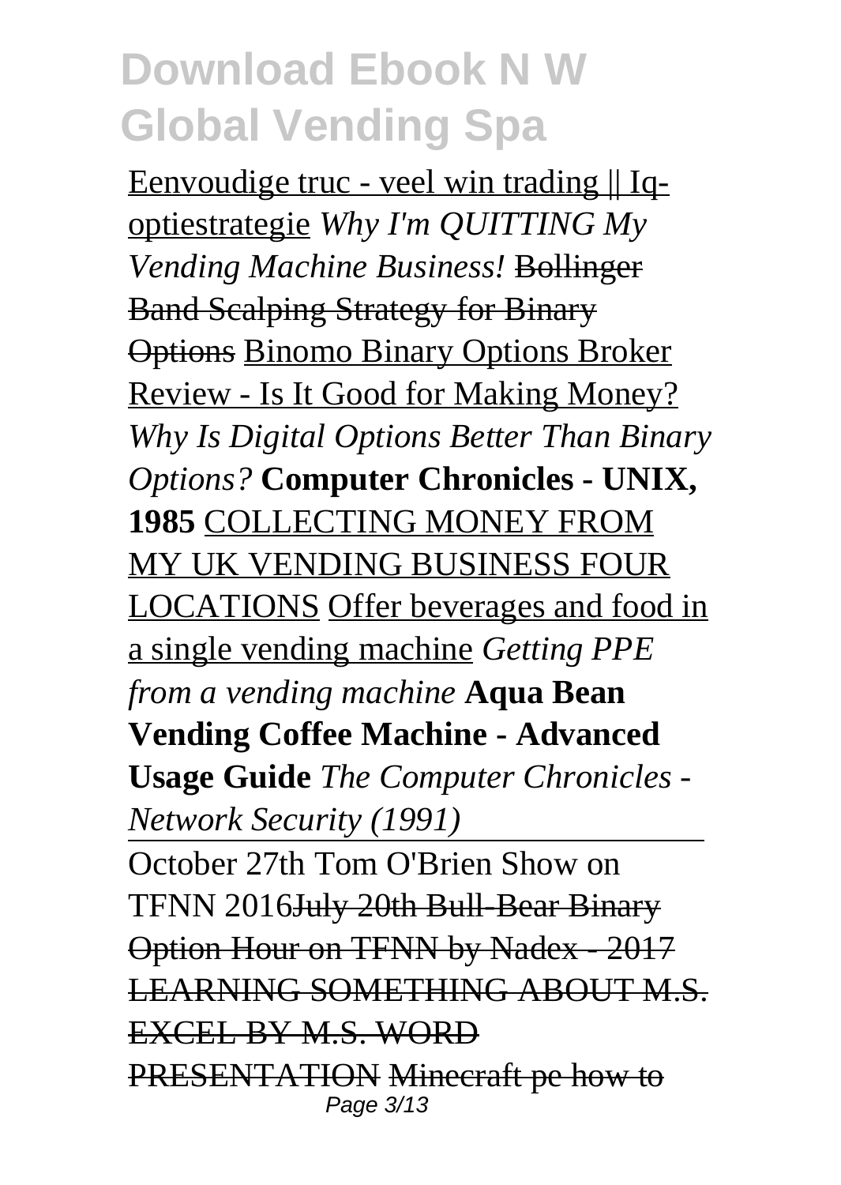Eenvoudige truc - veel win trading || Iq-optiestrategie *Why I'm QUITTING My Vending Machine Business!* Bollinger Band Scalping Strategy for Binary Options Binomo Binary Options Broker Review - Is It Good for Making Money? *Why Is Digital Options Better Than Binary Options?* **Computer Chronicles - UNIX, 1985** COLLECTING MONEY FROM MY UK VENDING BUSINESS FOUR LOCATIONS Offer beverages and food in a single vending machine *Getting PPE from a vending machine* **Aqua Bean Vending Coffee Machine - Advanced Usage Guide** *The Computer Chronicles - Network Security (1991)*

October 27th Tom O'Brien Show on TFNN 2016 July 20th Bull-Bear Binary Option Hour on TFNN by Nadex - 2017 LEARNING SOMETHING ABOUT M.S. EXCEL BY M.S. WORD PRESENTATION Minecraft pe how to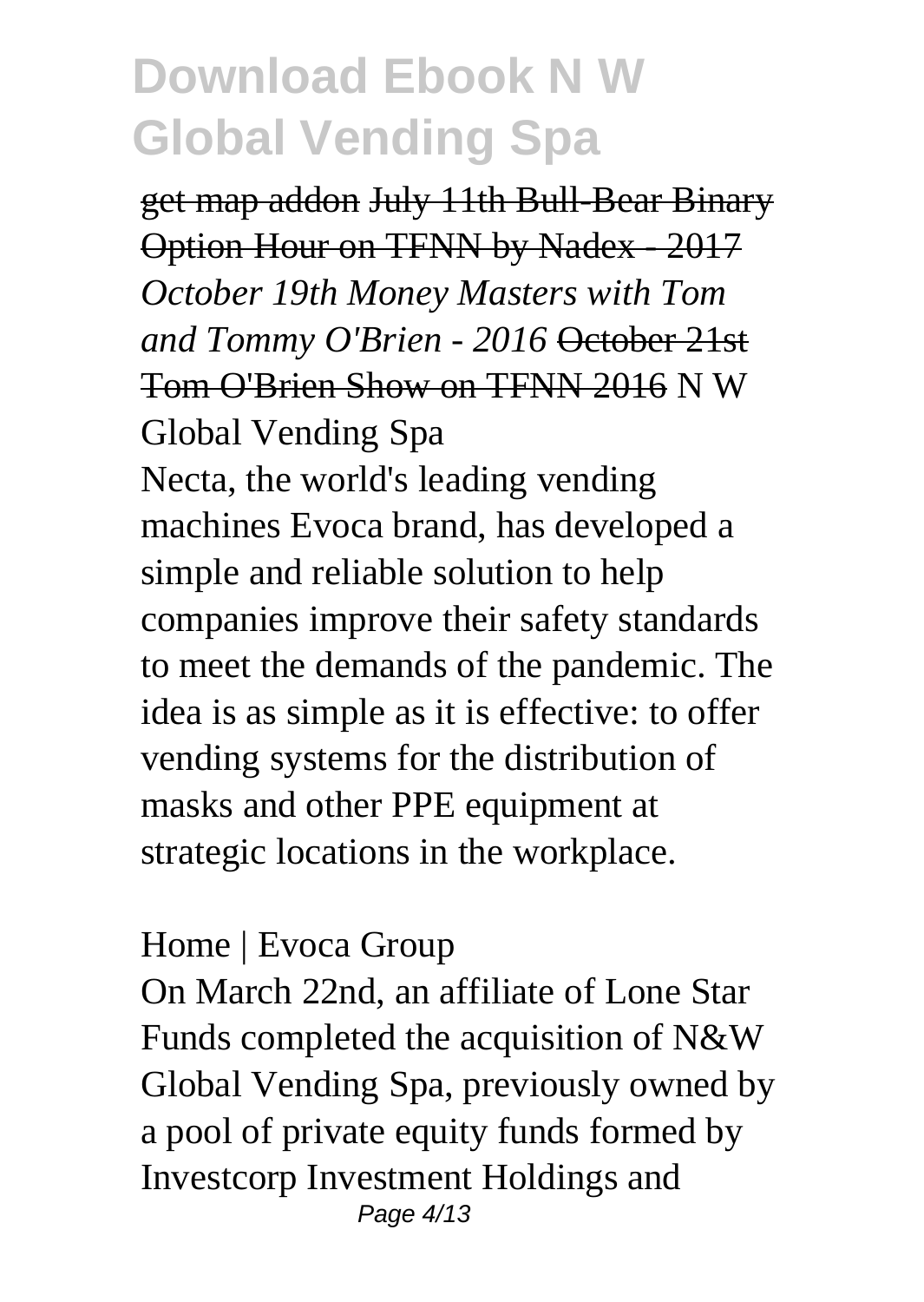~~get map addon~~ ~~July 11th Bull-Bear Binary Option Hour on TFNN by Nadex - 2017~~ *October 19th Money Masters with Tom and Tommy O'Brien - 2016* ~~October 21st Tom O'Brien Show on TFNN 2016~~ N W Global Vending Spa

Necta, the world's leading vending machines Evoca brand, has developed a simple and reliable solution to help companies improve their safety standards to meet the demands of the pandemic. The idea is as simple as it is effective: to offer vending systems for the distribution of masks and other PPE equipment at strategic locations in the workplace.

Home | Evoca Group

On March 22nd, an affiliate of Lone Star Funds completed the acquisition of N&W Global Vending Spa, previously owned by a pool of private equity funds formed by Investcorp Investment Holdings and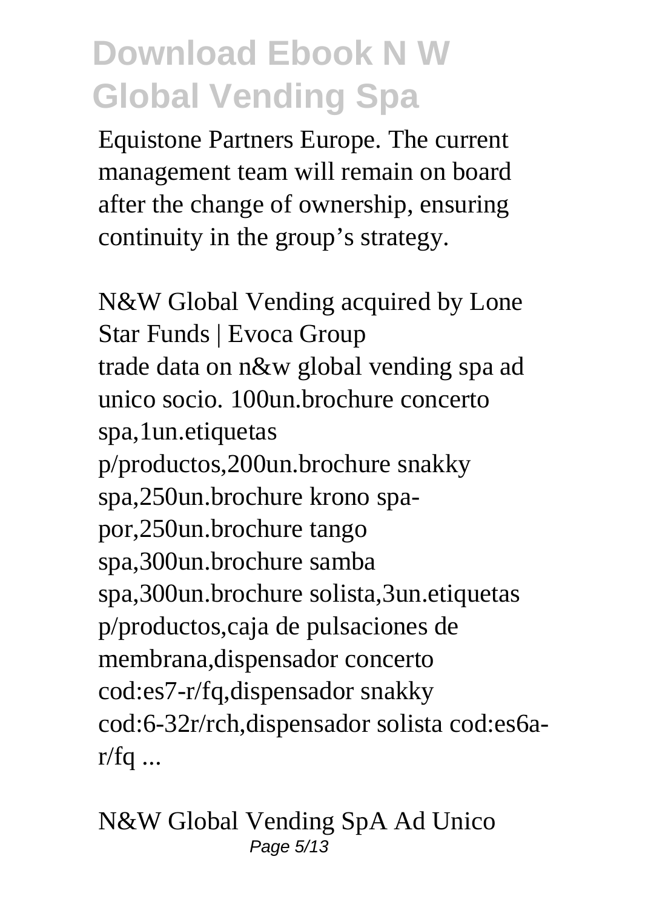Equistone Partners Europe. The current management team will remain on board after the change of ownership, ensuring continuity in the group's strategy.

N&W Global Vending acquired by Lone Star Funds | Evoca Group

trade data on n&w global vending spa ad unico socio. 100un.brochure concerto spa,1un.etiquetas p/productos,200un.brochure snakky spa,250un.brochure krono spa-por,250un.brochure tango spa,300un.brochure samba spa,300un.brochure solista,3un.etiquetas p/productos,caja de pulsaciones de membrana,dispensador concerto cod:es7-r/fq,dispensador snakky cod:6-32r/rch,dispensador solista cod:es6a-r/fq ...

N&W Global Vending SpA Ad Unico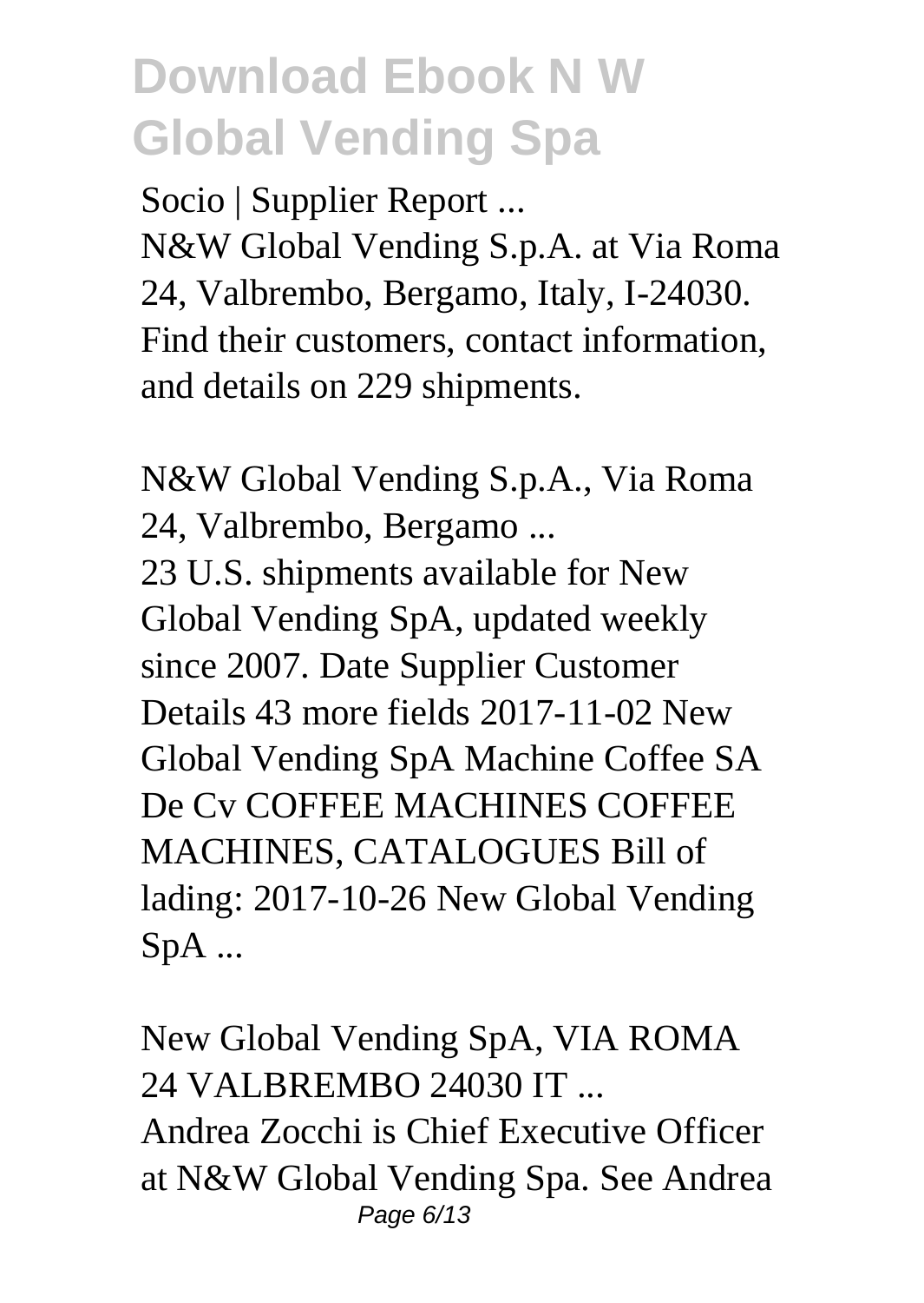Socio | Supplier Report ...

N&W Global Vending S.p.A. at Via Roma 24, Valbrembo, Bergamo, Italy, I-24030. Find their customers, contact information, and details on 229 shipments.

N&W Global Vending S.p.A., Via Roma 24, Valbrembo, Bergamo ...

23 U.S. shipments available for New Global Vending SpA, updated weekly since 2007. Date Supplier Customer Details 43 more fields 2017-11-02 New Global Vending SpA Machine Coffee SA De Cv COFFEE MACHINES COFFEE MACHINES, CATALOGUES Bill of lading: 2017-10-26 New Global Vending SpA ...

New Global Vending SpA, VIA ROMA 24 VALBREMBO 24030 IT ...

Andrea Zocchi is Chief Executive Officer at N&W Global Vending Spa. See Andrea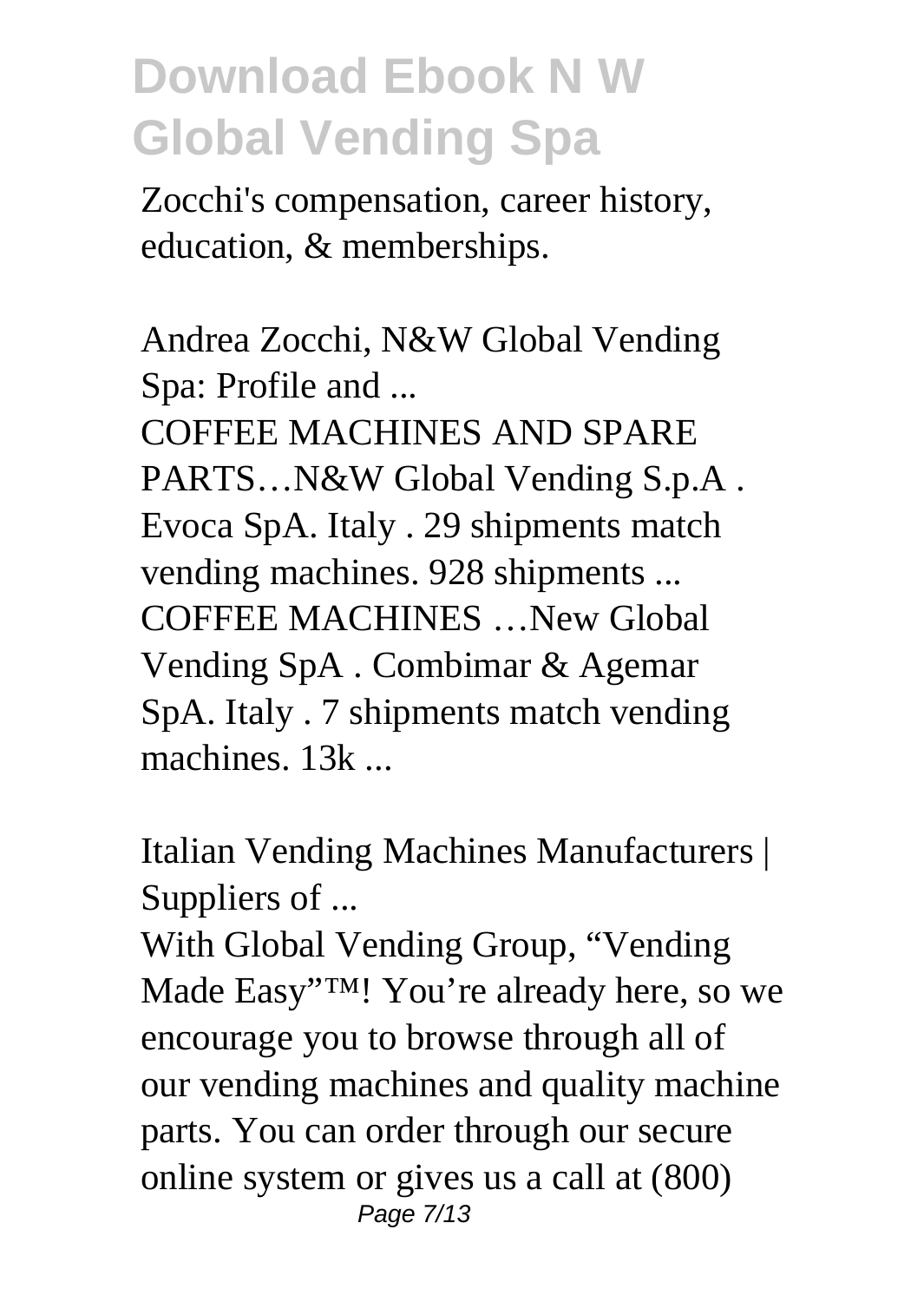Zocchi's compensation, career history, education, & memberships.

Andrea Zocchi, N&W Global Vending Spa: Profile and ...

COFFEE MACHINES AND SPARE PARTS…N&W Global Vending S.p.A . Evoca SpA. Italy . 29 shipments match vending machines. 928 shipments ... COFFEE MACHINES …New Global Vending SpA . Combimar & Agemar SpA. Italy . 7 shipments match vending machines. 13k ...

Italian Vending Machines Manufacturers | Suppliers of ...

With Global Vending Group, "Vending Made Easy"™! You're already here, so we encourage you to browse through all of our vending machines and quality machine parts. You can order through our secure online system or gives us a call at (800)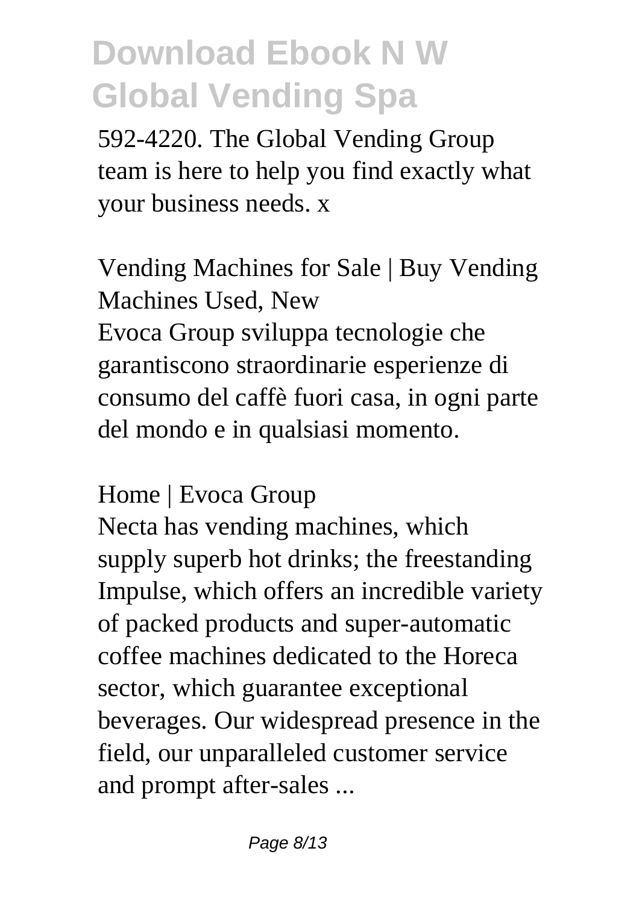592-4220. The Global Vending Group team is here to help you find exactly what your business needs. x

Vending Machines for Sale | Buy Vending Machines Used, New

Evoca Group sviluppa tecnologie che garantiscono straordinarie esperienze di consumo del caffè fuori casa, in ogni parte del mondo e in qualsiasi momento.

Home | Evoca Group

Necta has vending machines, which supply superb hot drinks; the freestanding Impulse, which offers an incredible variety of packed products and super-automatic coffee machines dedicated to the Horeca sector, which guarantee exceptional beverages. Our widespread presence in the field, our unparalleled customer service and prompt after-sales ...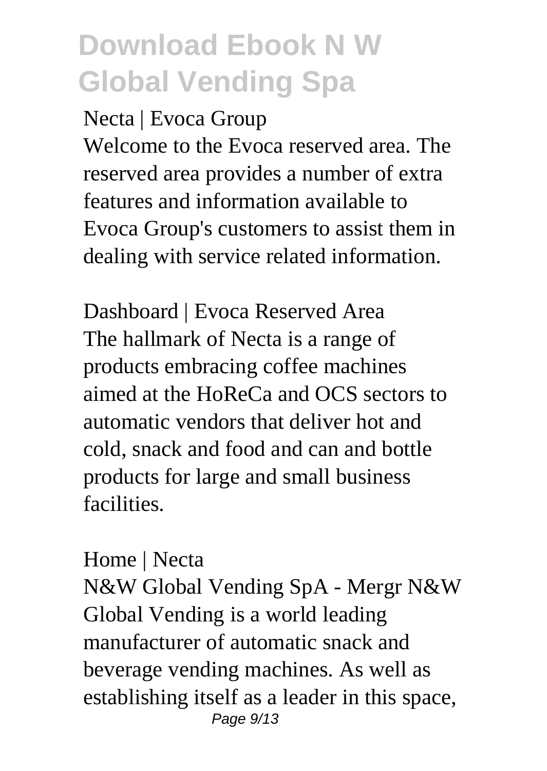Necta | Evoca Group

Welcome to the Evoca reserved area. The reserved area provides a number of extra features and information available to Evoca Group's customers to assist them in dealing with service related information.

Dashboard | Evoca Reserved Area

The hallmark of Necta is a range of products embracing coffee machines aimed at the HoReCa and OCS sectors to automatic vendors that deliver hot and cold, snack and food and can and bottle products for large and small business facilities.

Home | Necta

N&W Global Vending SpA - Mergr N&W Global Vending is a world leading manufacturer of automatic snack and beverage vending machines. As well as establishing itself as a leader in this space,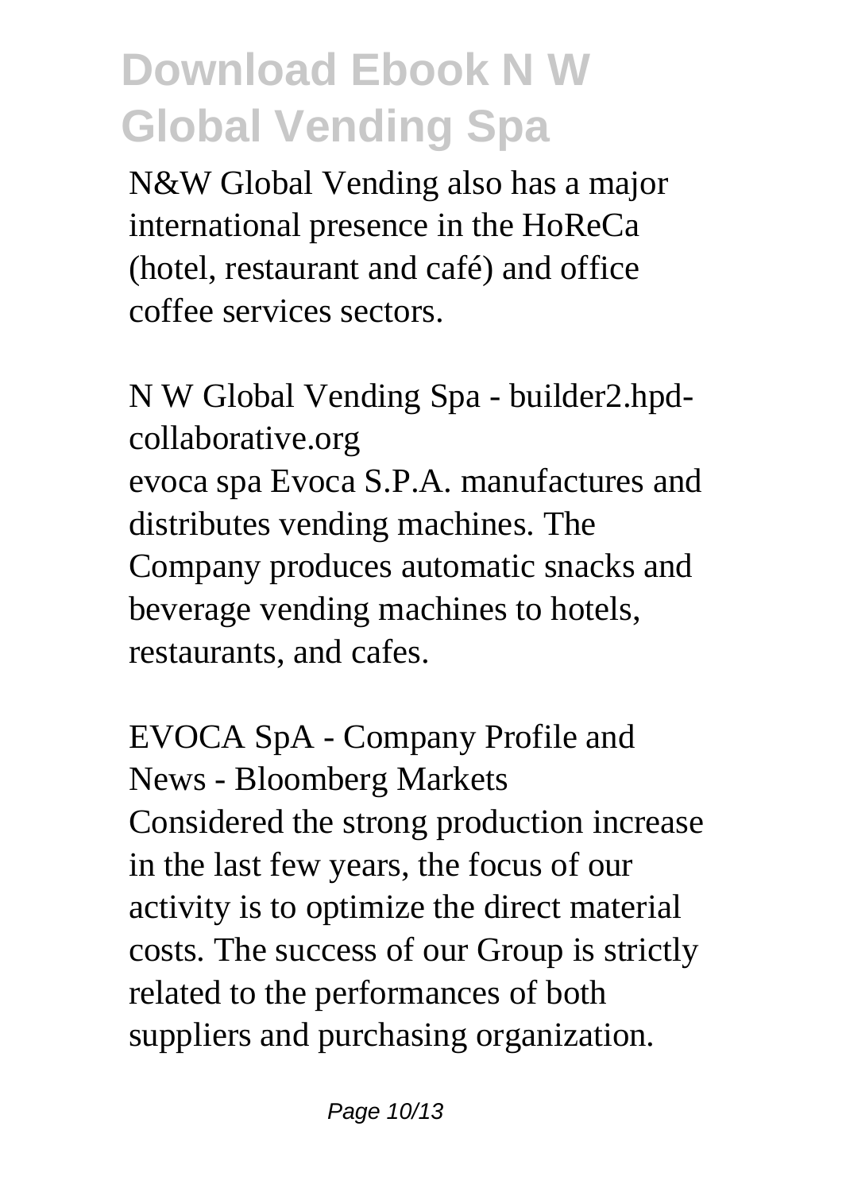N&W Global Vending also has a major international presence in the HoReCa (hotel, restaurant and café) and office coffee services sectors.

N W Global Vending Spa - builder2.hpd-collaborative.org
evoca spa Evoca S.P.A. manufactures and distributes vending machines. The Company produces automatic snacks and beverage vending machines to hotels, restaurants, and cafes.

EVOCA SpA - Company Profile and News - Bloomberg Markets
Considered the strong production increase in the last few years, the focus of our activity is to optimize the direct material costs. The success of our Group is strictly related to the performances of both suppliers and purchasing organization.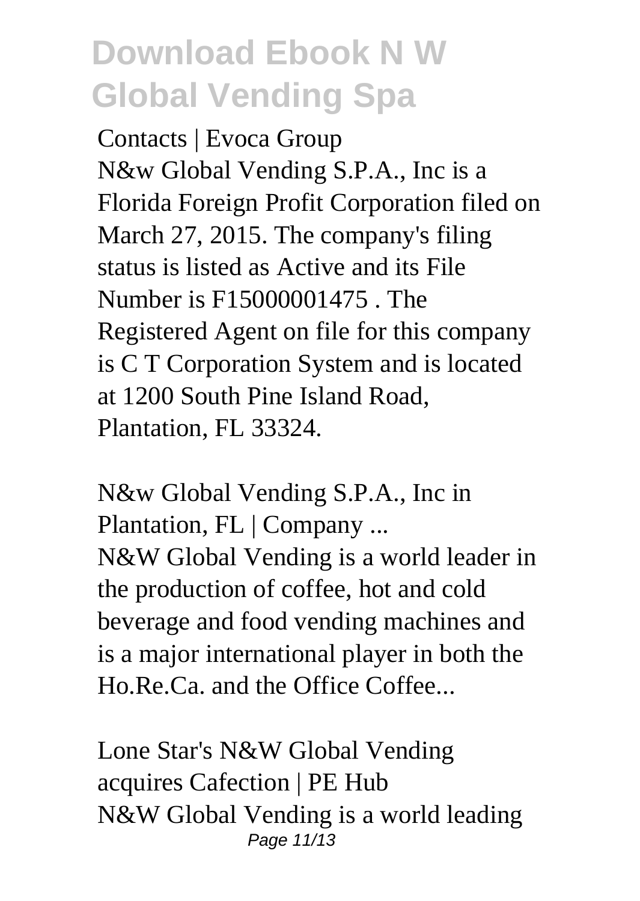Contacts | Evoca Group

N&w Global Vending S.P.A., Inc is a Florida Foreign Profit Corporation filed on March 27, 2015. The company's filing status is listed as Active and its File Number is F15000001475 . The Registered Agent on file for this company is C T Corporation System and is located at 1200 South Pine Island Road, Plantation, FL 33324.

N&w Global Vending S.P.A., Inc in Plantation, FL | Company ...

N&W Global Vending is a world leader in the production of coffee, hot and cold beverage and food vending machines and is a major international player in both the Ho.Re.Ca. and the Office Coffee...

Lone Star's N&W Global Vending acquires Cafection | PE Hub

N&W Global Vending is a world leading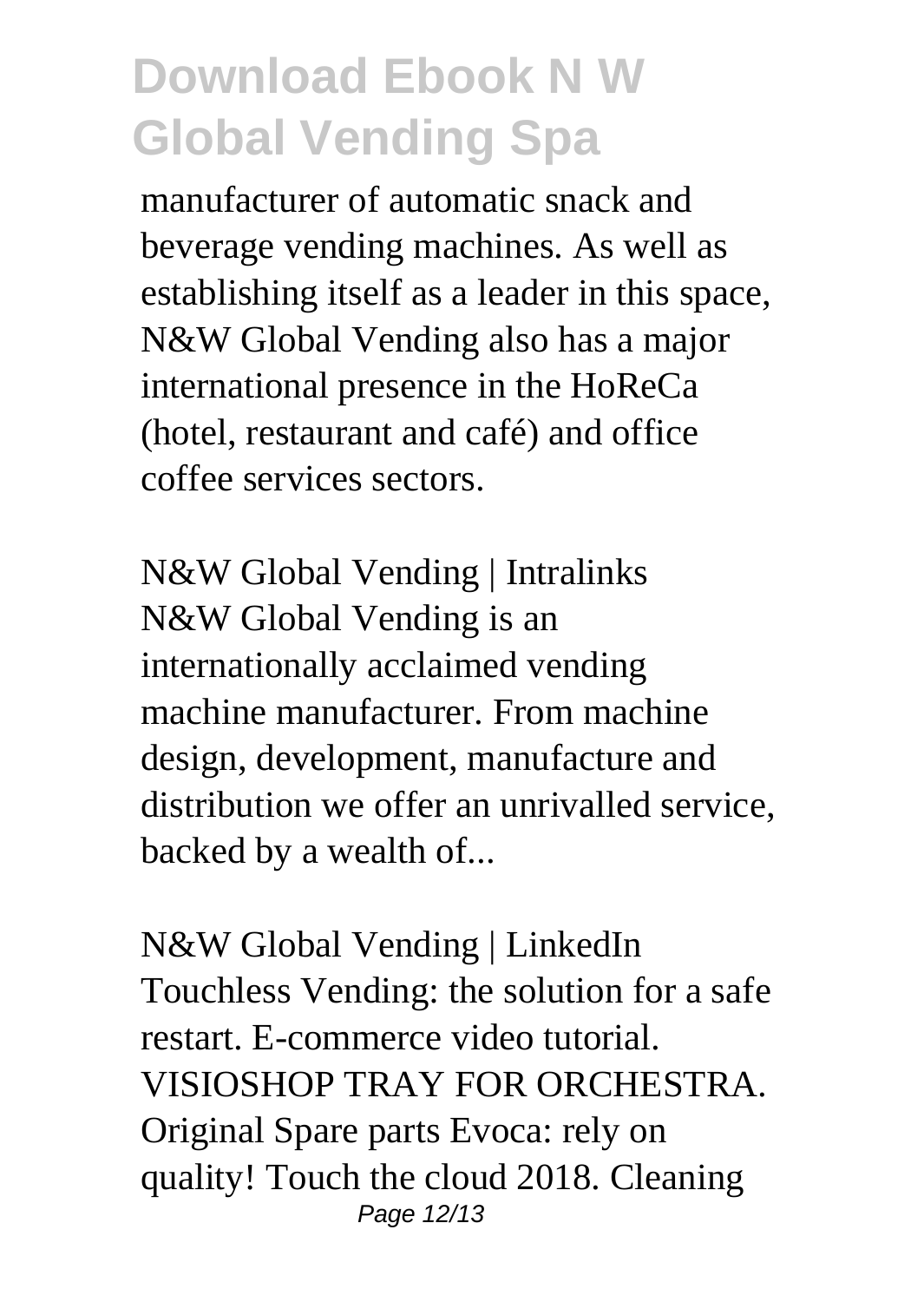manufacturer of automatic snack and beverage vending machines. As well as establishing itself as a leader in this space, N&W Global Vending also has a major international presence in the HoReCa (hotel, restaurant and café) and office coffee services sectors.

N&W Global Vending | Intralinks
N&W Global Vending is an internationally acclaimed vending machine manufacturer. From machine design, development, manufacture and distribution we offer an unrivalled service, backed by a wealth of...

N&W Global Vending | LinkedIn
Touchless Vending: the solution for a safe restart. E-commerce video tutorial. VISIOSHOP TRAY FOR ORCHESTRA. Original Spare parts Evoca: rely on quality! Touch the cloud 2018. Cleaning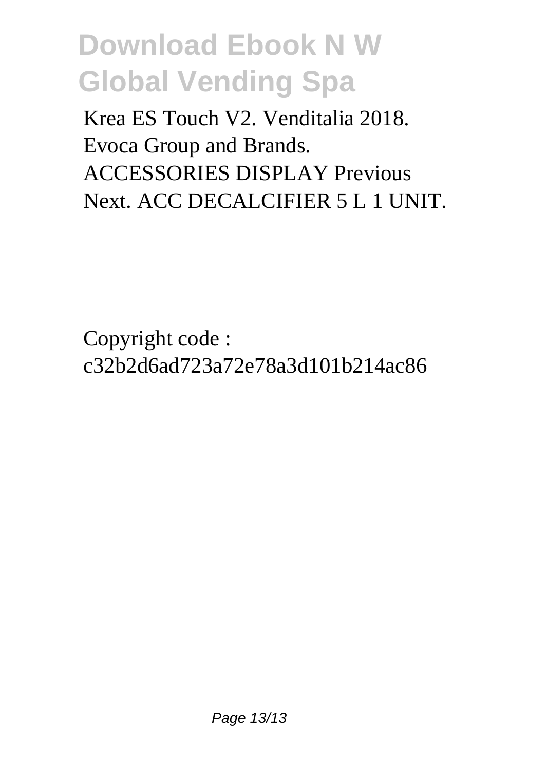Krea ES Touch V2. Venditalia 2018. Evoca Group and Brands. ACCESSORIES DISPLAY Previous Next. ACC DECALCIFIER 5 L 1 UNIT.

Copyright code : c32b2d6ad723a72e78a3d101b214ac86